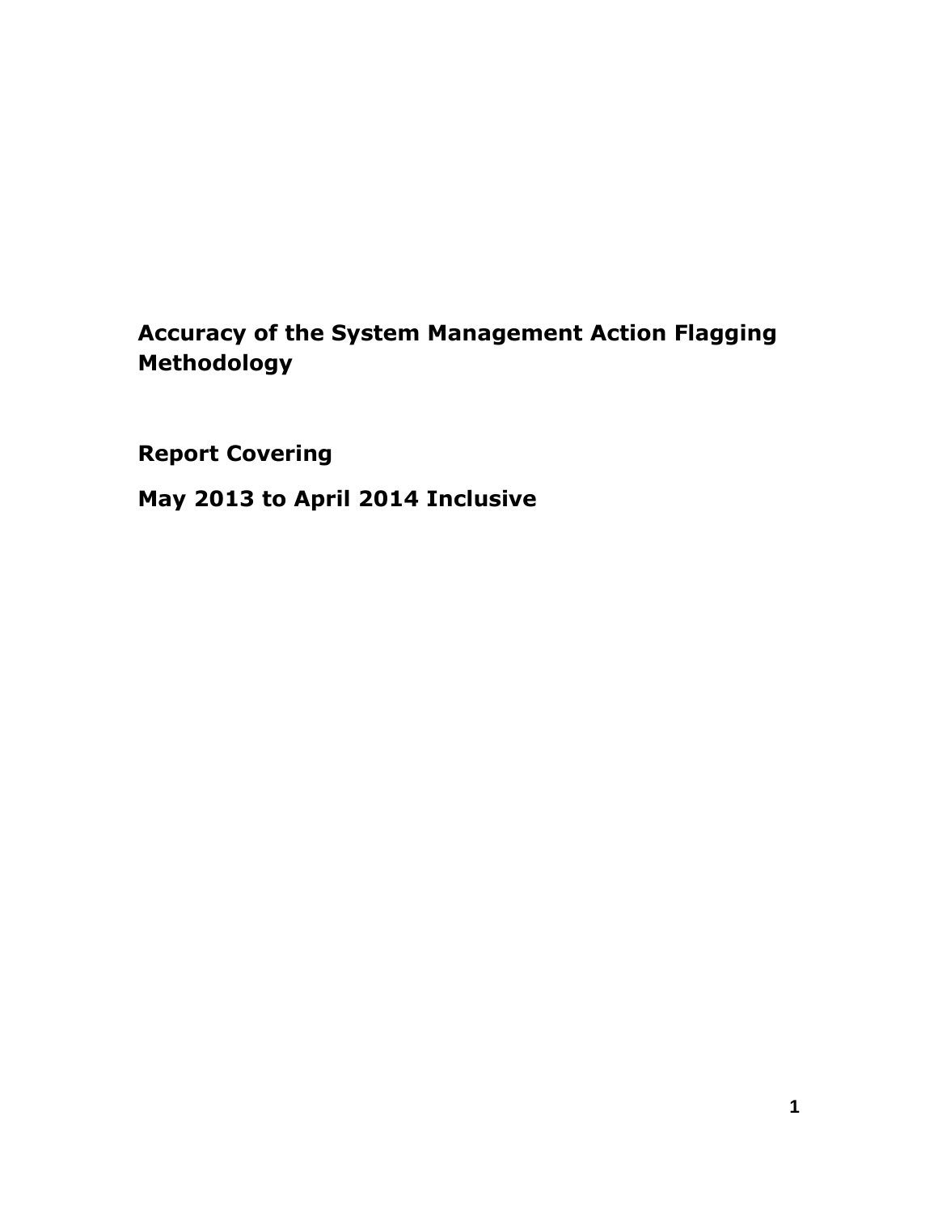# Accuracy of the System Management Action Flagging Methodology

## Report Covering

## May 2013 to April 2014 Inclusive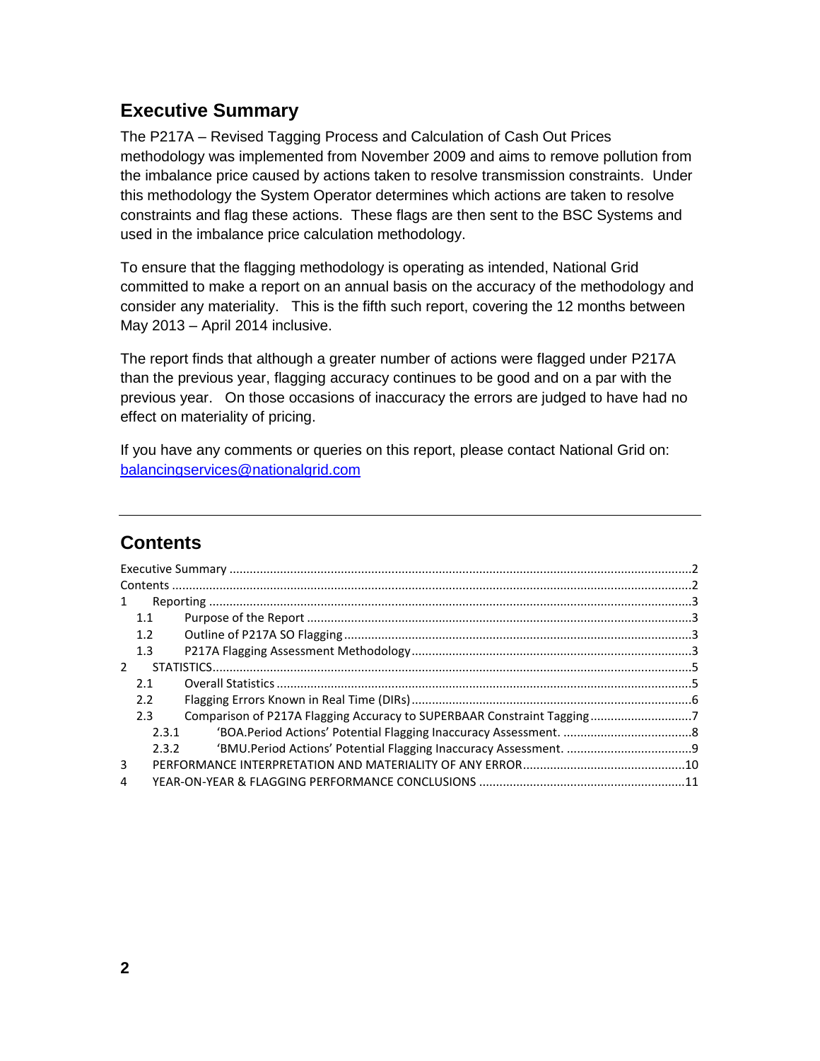## Executive Summary

The P217A – Revised Tagging Process and Calculation of Cash Out Prices methodology was implemented from November 2009 and aims to remove pollution from the imbalance price caused by actions taken to resolve transmission constraints. Under this methodology the System Operator determines which actions are taken to resolve constraints and flag these actions. These flags are then sent to the BSC Systems and used in the imbalance price calculation methodology.

To ensure that the flagging methodology is operating as intended, National Grid committed to make a report on an annual basis on the accuracy of the methodology and consider any materiality. This is the fifth such report, covering the 12 months between May 2013 – April 2014 inclusive.

The report finds that although a greater number of actions were flagged under P217A than the previous year, flagging accuracy continues to be good and on a par with the previous year. On those occasions of inaccuracy the errors are judged to have had no effect on materiality of pricing.

If you have any comments or queries on this report, please contact National Grid on: balancingservices@nationalgrid.com

---

## Contents

Executive Summary .......... 2
Contents .......... 2
1 Reporting .......... 3
- 1.1 Purpose of the Report .......... 3
- 1.2 Outline of P217A SO Flagging .......... 3
- 1.3 P217A Flagging Assessment Methodology .......... 3

2 STATISTICS .......... 5
- 2.1 Overall Statistics .......... 5
- 2.2 Flagging Errors Known in Real Time (DIRs) .......... 6
- 2.3 Comparison of P217A Flagging Accuracy to SUPERBAAR Constraint Tagging .......... 7
  - 2.3.1 'BOA.Period Actions' Potential Flagging Inaccuracy Assessment. .......... 8
  - 2.3.2 'BMU.Period Actions' Potential Flagging Inaccuracy Assessment. .......... 9

3 PERFORMANCE INTERPRETATION AND MATERIALITY OF ANY ERROR .......... 10
4 YEAR-ON-YEAR & FLAGGING PERFORMANCE CONCLUSIONS .......... 11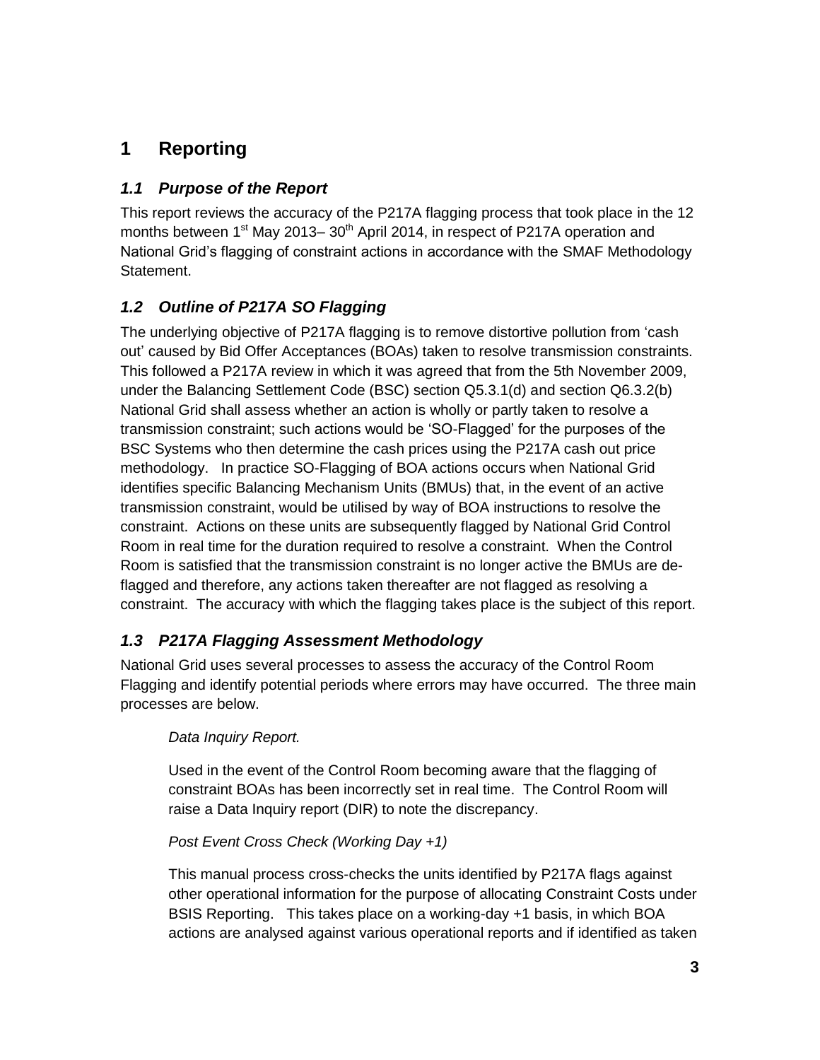# 1 Reporting

## *1.1 Purpose of the Report*

This report reviews the accuracy of the P217A flagging process that took place in the 12 months between 1st May 2013– 30th April 2014, in respect of P217A operation and National Grid's flagging of constraint actions in accordance with the SMAF Methodology Statement.

## *1.2 Outline of P217A SO Flagging*

The underlying objective of P217A flagging is to remove distortive pollution from 'cash out' caused by Bid Offer Acceptances (BOAs) taken to resolve transmission constraints. This followed a P217A review in which it was agreed that from the 5th November 2009, under the Balancing Settlement Code (BSC) section Q5.3.1(d) and section Q6.3.2(b) National Grid shall assess whether an action is wholly or partly taken to resolve a transmission constraint; such actions would be 'SO-Flagged' for the purposes of the BSC Systems who then determine the cash prices using the P217A cash out price methodology. In practice SO-Flagging of BOA actions occurs when National Grid identifies specific Balancing Mechanism Units (BMUs) that, in the event of an active transmission constraint, would be utilised by way of BOA instructions to resolve the constraint. Actions on these units are subsequently flagged by National Grid Control Room in real time for the duration required to resolve a constraint. When the Control Room is satisfied that the transmission constraint is no longer active the BMUs are de-flagged and therefore, any actions taken thereafter are not flagged as resolving a constraint. The accuracy with which the flagging takes place is the subject of this report.

## *1.3 P217A Flagging Assessment Methodology*

National Grid uses several processes to assess the accuracy of the Control Room Flagging and identify potential periods where errors may have occurred. The three main processes are below.

*Data Inquiry Report.*

Used in the event of the Control Room becoming aware that the flagging of constraint BOAs has been incorrectly set in real time. The Control Room will raise a Data Inquiry report (DIR) to note the discrepancy.

*Post Event Cross Check (Working Day +1)*

This manual process cross-checks the units identified by P217A flags against other operational information for the purpose of allocating Constraint Costs under BSIS Reporting. This takes place on a working-day +1 basis, in which BOA actions are analysed against various operational reports and if identified as taken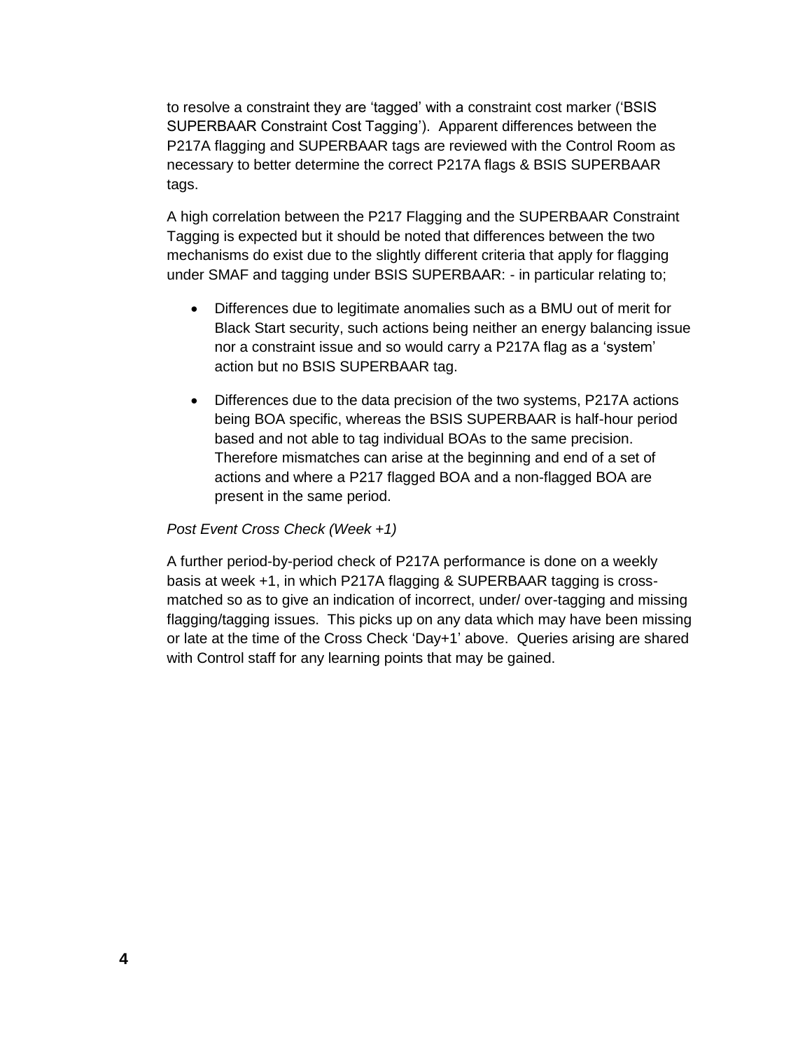to resolve a constraint they are 'tagged' with a constraint cost marker ('BSIS SUPERBAAR Constraint Cost Tagging'). Apparent differences between the P217A flagging and SUPERBAAR tags are reviewed with the Control Room as necessary to better determine the correct P217A flags & BSIS SUPERBAAR tags.

A high correlation between the P217 Flagging and the SUPERBAAR Constraint Tagging is expected but it should be noted that differences between the two mechanisms do exist due to the slightly different criteria that apply for flagging under SMAF and tagging under BSIS SUPERBAAR: - in particular relating to;

- Differences due to legitimate anomalies such as a BMU out of merit for Black Start security, such actions being neither an energy balancing issue nor a constraint issue and so would carry a P217A flag as a 'system' action but no BSIS SUPERBAAR tag.
- Differences due to the data precision of the two systems, P217A actions being BOA specific, whereas the BSIS SUPERBAAR is half-hour period based and not able to tag individual BOAs to the same precision. Therefore mismatches can arise at the beginning and end of a set of actions and where a P217 flagged BOA and a non-flagged BOA are present in the same period.

*Post Event Cross Check (Week +1)*

A further period-by-period check of P217A performance is done on a weekly basis at week +1, in which P217A flagging & SUPERBAAR tagging is cross-matched so as to give an indication of incorrect, under/ over-tagging and missing flagging/tagging issues. This picks up on any data which may have been missing or late at the time of the Cross Check 'Day+1' above. Queries arising are shared with Control staff for any learning points that may be gained.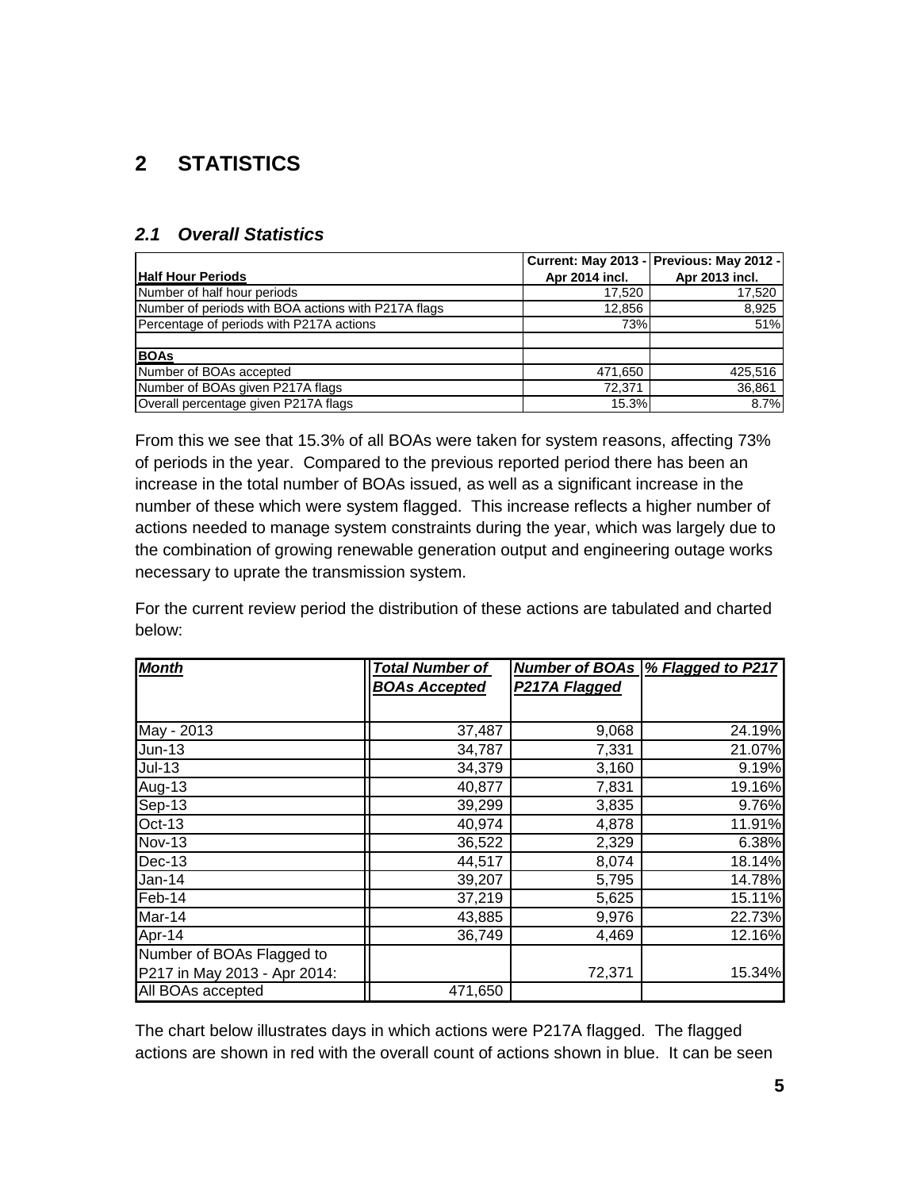# 2 STATISTICS

## 2.1 Overall Statistics

| **Half Hour Periods** | **Current: May 2013 - Apr 2014 incl.** | **Previous: May 2012 - Apr 2013 incl.** |
|---|---|---|
| Number of half hour periods | 17,520 | 17,520 |
| Number of periods with BOA actions with P217A flags | 12,856 | 8,925 |
| Percentage of periods with P217A actions | 73% | 51% |
| | | |
| **BOAs** | | |
| Number of BOAs accepted | 471,650 | 425,516 |
| Number of BOAs given P217A flags | 72,371 | 36,861 |
| Overall percentage given P217A flags | 15.3% | 8.7% |

From this we see that 15.3% of all BOAs were taken for system reasons, affecting 73% of periods in the year. Compared to the previous reported period there has been an increase in the total number of BOAs issued, as well as a significant increase in the number of these which were system flagged. This increase reflects a higher number of actions needed to manage system constraints during the year, which was largely due to the combination of growing renewable generation output and engineering outage works necessary to uprate the transmission system.

For the current review period the distribution of these actions are tabulated and charted below:

| ***Month*** | ***Total Number of BOAs Accepted*** | ***Number of BOAs P217A Flagged*** | ***% Flagged to P217*** |
|---|---|---|---|
| May - 2013 | 37,487 | 9,068 | 24.19% |
| Jun-13 | 34,787 | 7,331 | 21.07% |
| Jul-13 | 34,379 | 3,160 | 9.19% |
| Aug-13 | 40,877 | 7,831 | 19.16% |
| Sep-13 | 39,299 | 3,835 | 9.76% |
| Oct-13 | 40,974 | 4,878 | 11.91% |
| Nov-13 | 36,522 | 2,329 | 6.38% |
| Dec-13 | 44,517 | 8,074 | 18.14% |
| Jan-14 | 39,207 | 5,795 | 14.78% |
| Feb-14 | 37,219 | 5,625 | 15.11% |
| Mar-14 | 43,885 | 9,976 | 22.73% |
| Apr-14 | 36,749 | 4,469 | 12.16% |
| Number of BOAs Flagged to P217 in May 2013 - Apr 2014: | | 72,371 | 15.34% |
| All BOAs accepted | 471,650 | | |

The chart below illustrates days in which actions were P217A flagged. The flagged actions are shown in red with the overall count of actions shown in blue. It can be seen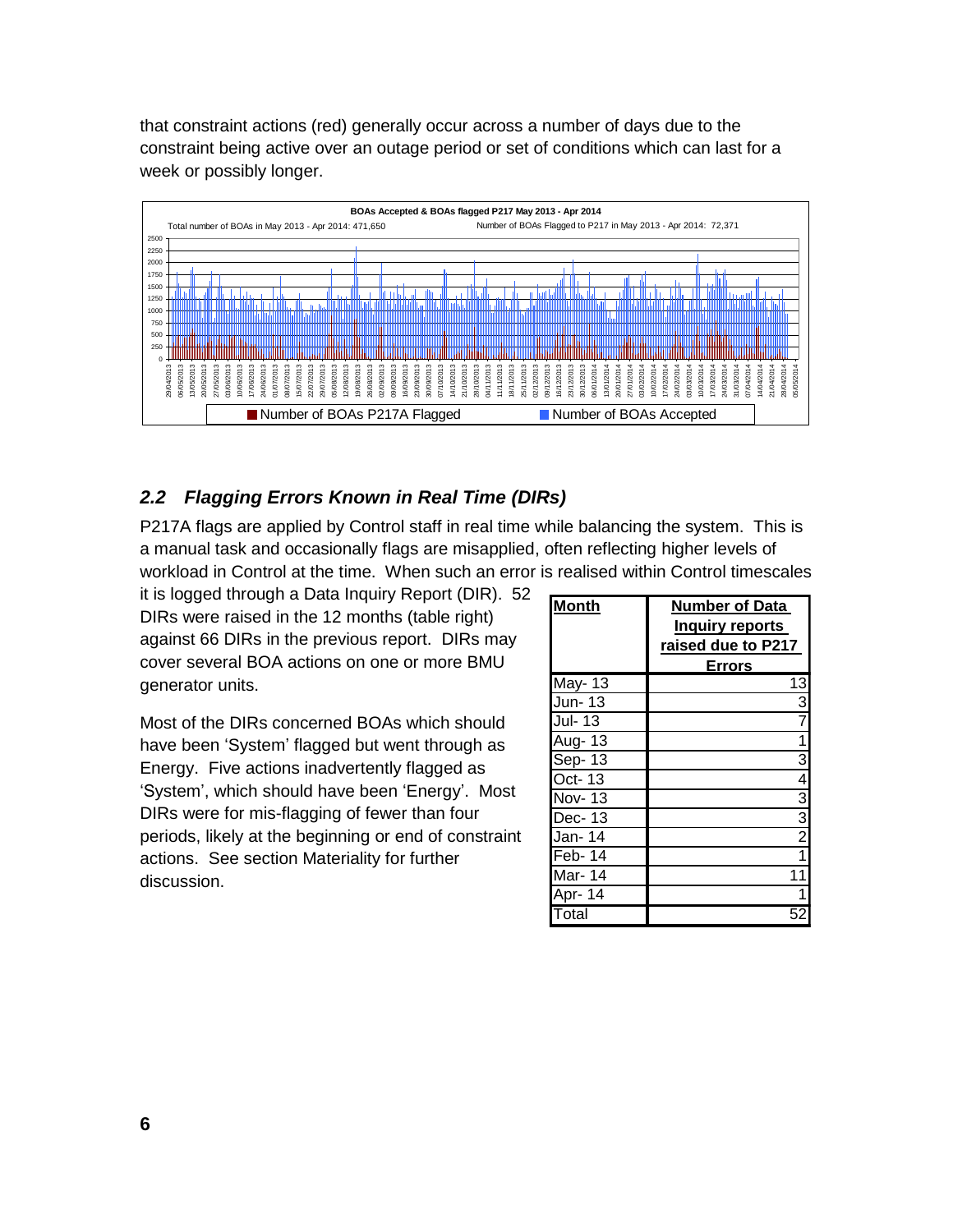that constraint actions (red) generally occur across a number of days due to the constraint being active over an outage period or set of conditions which can last for a week or possibly longer.

**BOAs Accepted & BOAs flagged P217 May 2013 - Apr 2014**

Total number of BOAs in May 2013 - Apr 2014: 471,650 | Number of BOAs Flagged to P217 in May 2013 - Apr 2014: 72,371

Number of BOAs P217A Flagged | Number of BOAs Accepted

## 2.2 *Flagging Errors Known in Real Time (DIRs)*

P217A flags are applied by Control staff in real time while balancing the system. This is a manual task and occasionally flags are misapplied, often reflecting higher levels of workload in Control at the time. When such an error is realised within Control timescales it is logged through a Data Inquiry Report (DIR). 52 DIRs were raised in the 12 months (table right) against 66 DIRs in the previous report. DIRs may cover several BOA actions on one or more BMU generator units.

Most of the DIRs concerned BOAs which should have been 'System' flagged but went through as Energy. Five actions inadvertently flagged as 'System', which should have been 'Energy'. Most DIRs were for mis-flagging of fewer than four periods, likely at the beginning or end of constraint actions. See section Materiality for further discussion.

| Month | Number of Data Inquiry reports raised due to P217 Errors |
|---|---|
| May- 13 | 13 |
| Jun- 13 | 3 |
| Jul- 13 | 7 |
| Aug- 13 | 1 |
| Sep- 13 | 3 |
| Oct- 13 | 4 |
| Nov- 13 | 3 |
| Dec- 13 | 3 |
| Jan- 14 | 2 |
| Feb- 14 | 1 |
| Mar- 14 | 11 |
| Apr- 14 | 1 |
| Total | 52 |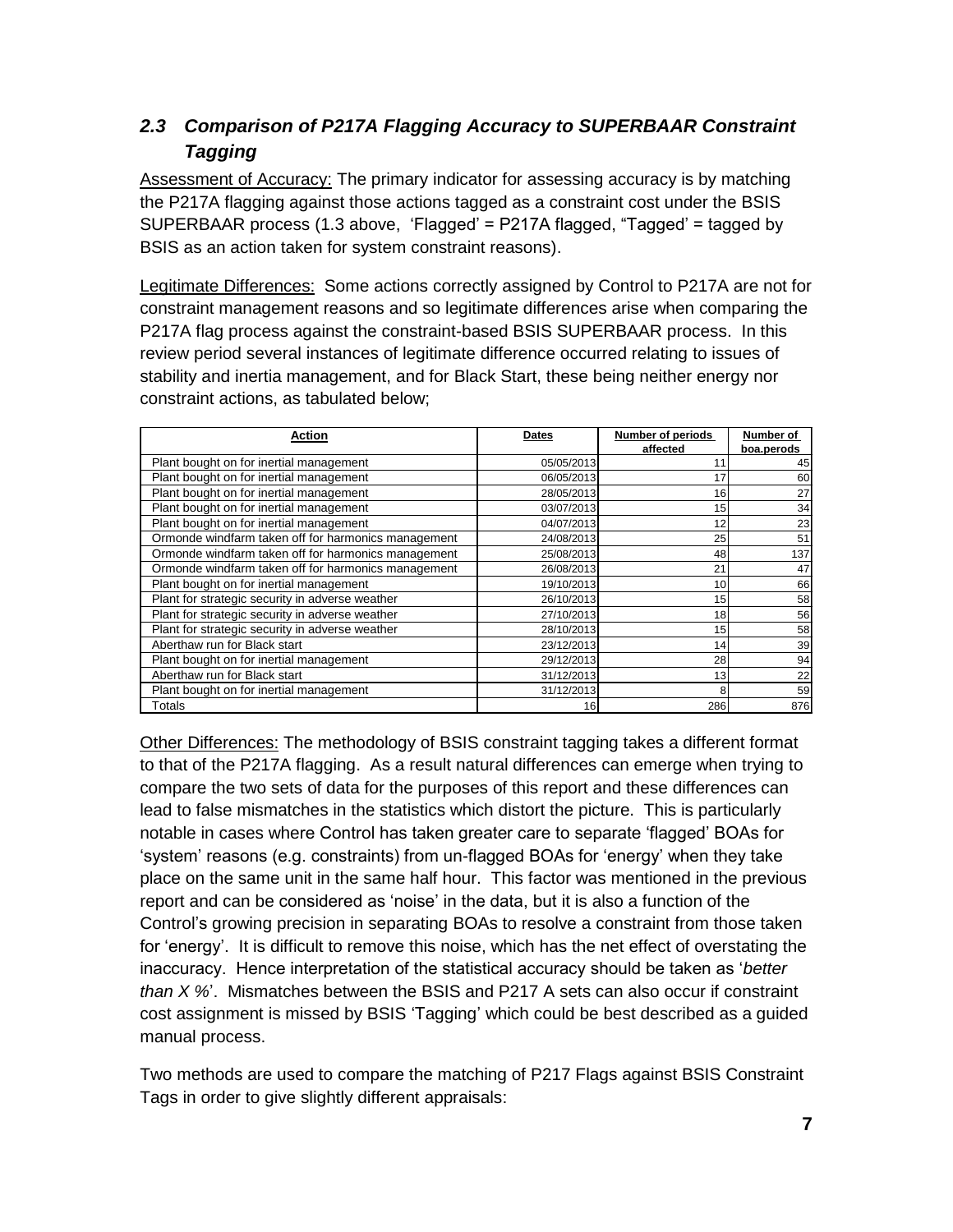### *2.3 Comparison of P217A Flagging Accuracy to SUPERBAAR Constraint Tagging*

Assessment of Accuracy: The primary indicator for assessing accuracy is by matching the P217A flagging against those actions tagged as a constraint cost under the BSIS SUPERBAAR process (1.3 above, 'Flagged' = P217A flagged, "Tagged' = tagged by BSIS as an action taken for system constraint reasons).

Legitimate Differences: Some actions correctly assigned by Control to P217A are not for constraint management reasons and so legitimate differences arise when comparing the P217A flag process against the constraint-based BSIS SUPERBAAR process. In this review period several instances of legitimate difference occurred relating to issues of stability and inertia management, and for Black Start, these being neither energy nor constraint actions, as tabulated below;

| Action | Dates | Number of periods affected | Number of boa.perods |
|---|---|---|---|
| Plant bought on for inertial management | 05/05/2013 | 11 | 45 |
| Plant bought on for inertial management | 06/05/2013 | 17 | 60 |
| Plant bought on for inertial management | 28/05/2013 | 16 | 27 |
| Plant bought on for inertial management | 03/07/2013 | 15 | 34 |
| Plant bought on for inertial management | 04/07/2013 | 12 | 23 |
| Ormonde windfarm taken off for harmonics management | 24/08/2013 | 25 | 51 |
| Ormonde windfarm taken off for harmonics management | 25/08/2013 | 48 | 137 |
| Ormonde windfarm taken off for harmonics management | 26/08/2013 | 21 | 47 |
| Plant bought on for inertial management | 19/10/2013 | 10 | 66 |
| Plant for strategic security in adverse weather | 26/10/2013 | 15 | 58 |
| Plant for strategic security in adverse weather | 27/10/2013 | 18 | 56 |
| Plant for strategic security in adverse weather | 28/10/2013 | 15 | 58 |
| Aberthaw run for Black start | 23/12/2013 | 14 | 39 |
| Plant bought on for inertial management | 29/12/2013 | 28 | 94 |
| Aberthaw run for Black start | 31/12/2013 | 13 | 22 |
| Plant bought on for inertial management | 31/12/2013 | 8 | 59 |
| Totals | 16 | 286 | 876 |

Other Differences: The methodology of BSIS constraint tagging takes a different format to that of the P217A flagging. As a result natural differences can emerge when trying to compare the two sets of data for the purposes of this report and these differences can lead to false mismatches in the statistics which distort the picture. This is particularly notable in cases where Control has taken greater care to separate 'flagged' BOAs for 'system' reasons (e.g. constraints) from un-flagged BOAs for 'energy' when they take place on the same unit in the same half hour. This factor was mentioned in the previous report and can be considered as 'noise' in the data, but it is also a function of the Control's growing precision in separating BOAs to resolve a constraint from those taken for 'energy'. It is difficult to remove this noise, which has the net effect of overstating the inaccuracy. Hence interpretation of the statistical accuracy should be taken as '*better than X %*'. Mismatches between the BSIS and P217 A sets can also occur if constraint cost assignment is missed by BSIS 'Tagging' which could be best described as a guided manual process.

Two methods are used to compare the matching of P217 Flags against BSIS Constraint Tags in order to give slightly different appraisals: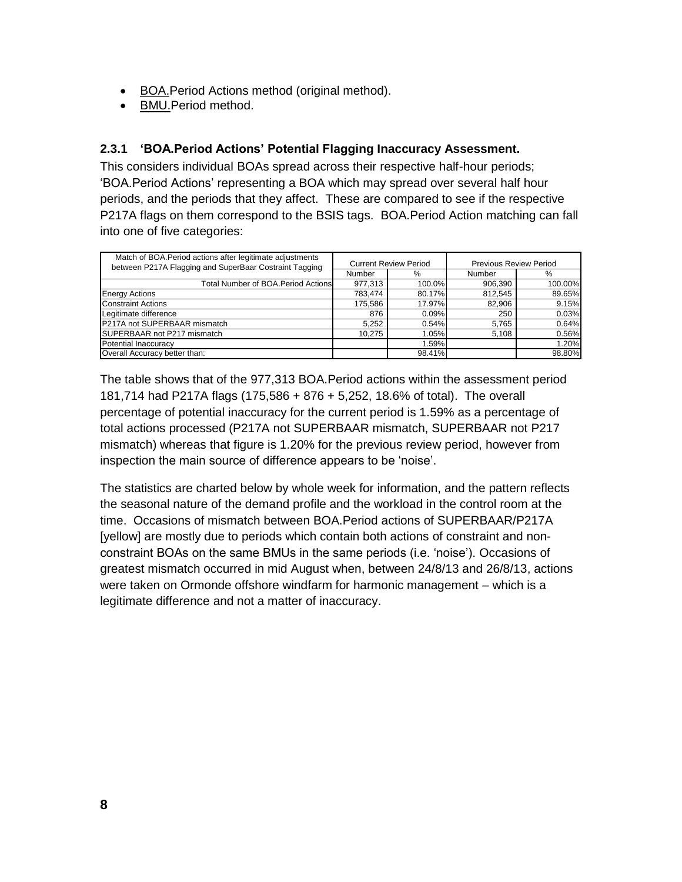- BOA.Period Actions method (original method).
- BMU.Period method.

### 2.3.1 'BOA.Period Actions' Potential Flagging Inaccuracy Assessment.

This considers individual BOAs spread across their respective half-hour periods; 'BOA.Period Actions' representing a BOA which may spread over several half hour periods, and the periods that they affect. These are compared to see if the respective P217A flags on them correspond to the BSIS tags. BOA.Period Action matching can fall into one of five categories:

| Match of BOA.Period actions after legitimate adjustments between P217A Flagging and SuperBaar Costraint Tagging | Current Review Period | | Previous Review Period | |
|---|---|---|---|---|
| | Number | % | Number | % |
| Total Number of BOA.Period Actions | 977,313 | 100.0% | 906,390 | 100.00% |
| Energy Actions | 783,474 | 80.17% | 812,545 | 89.65% |
| Constraint Actions | 175,586 | 17.97% | 82,906 | 9.15% |
| Legitimate difference | 876 | 0.09% | 250 | 0.03% |
| P217A not SUPERBAAR mismatch | 5,252 | 0.54% | 5,765 | 0.64% |
| SUPERBAAR not P217 mismatch | 10,275 | 1.05% | 5,108 | 0.56% |
| Potential Inaccuracy | | 1.59% | | 1.20% |
| Overall Accuracy better than: | | 98.41% | | 98.80% |

The table shows that of the 977,313 BOA.Period actions within the assessment period 181,714 had P217A flags (175,586 + 876 + 5,252, 18.6% of total). The overall percentage of potential inaccuracy for the current period is 1.59% as a percentage of total actions processed (P217A not SUPERBAAR mismatch, SUPERBAAR not P217 mismatch) whereas that figure is 1.20% for the previous review period, however from inspection the main source of difference appears to be 'noise'.

The statistics are charted below by whole week for information, and the pattern reflects the seasonal nature of the demand profile and the workload in the control room at the time. Occasions of mismatch between BOA.Period actions of SUPERBAAR/P217A [yellow] are mostly due to periods which contain both actions of constraint and non-constraint BOAs on the same BMUs in the same periods (i.e. 'noise'). Occasions of greatest mismatch occurred in mid August when, between 24/8/13 and 26/8/13, actions were taken on Ormonde offshore windfarm for harmonic management – which is a legitimate difference and not a matter of inaccuracy.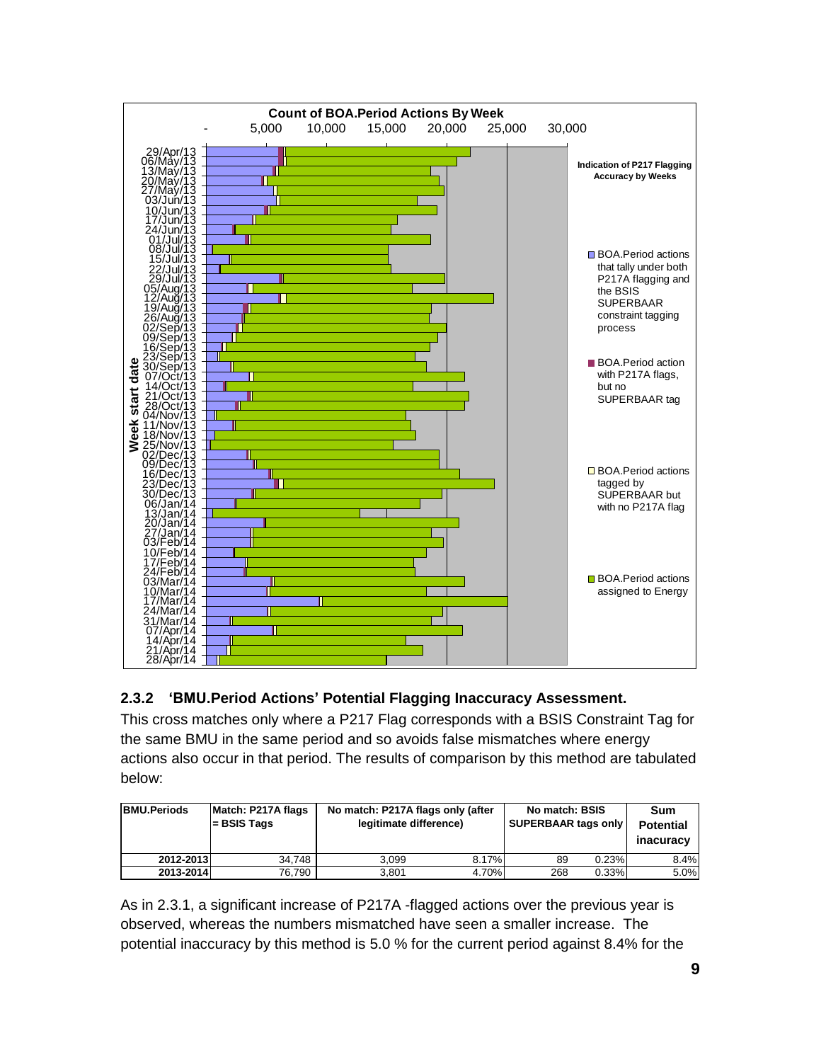Count of BOA.Period Actions By Week

Indication of P217 Flagging Accuracy by Weeks

- BOA.Period actions that tally under both P217A flagging and the BSIS SUPERBAAR constraint tagging process
- BOA.Period action with P217A flags, but no SUPERBAAR tag
- BOA.Period actions tagged by SUPERBAAR but with no P217A flag
- BOA.Period actions assigned to Energy

### 2.3.2 'BMU.Period Actions' Potential Flagging Inaccuracy Assessment.

This cross matches only where a P217 Flag corresponds with a BSIS Constraint Tag for the same BMU in the same period and so avoids false mismatches where energy actions also occur in that period. The results of comparison by this method are tabulated below:

| BMU.Periods | Match: P217A flags = BSIS Tags | No match: P217A flags only (after legitimate difference) | | No match: BSIS SUPERBAAR tags only | | Sum Potential inacuracy |
|---|---|---|---|---|---|---|
| 2012-2013 | 34,748 | 3,099 | 8.17% | 89 | 0.23% | 8.4% |
| 2013-2014 | 76,790 | 3,801 | 4.70% | 268 | 0.33% | 5.0% |

As in 2.3.1, a significant increase of P217A -flagged actions over the previous year is observed, whereas the numbers mismatched have seen a smaller increase. The potential inaccuracy by this method is 5.0 % for the current period against 8.4% for the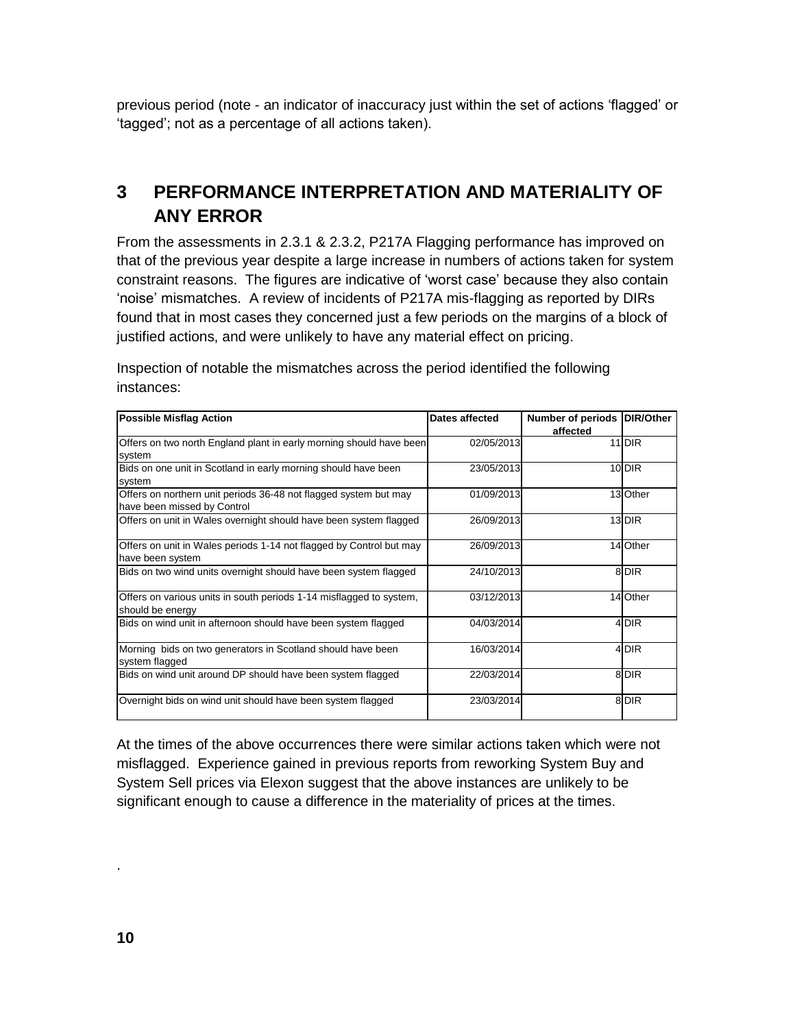previous period (note - an indicator of inaccuracy just within the set of actions 'flagged' or 'tagged'; not as a percentage of all actions taken).

# 3 PERFORMANCE INTERPRETATION AND MATERIALITY OF ANY ERROR

From the assessments in 2.3.1 & 2.3.2, P217A Flagging performance has improved on that of the previous year despite a large increase in numbers of actions taken for system constraint reasons. The figures are indicative of 'worst case' because they also contain 'noise' mismatches. A review of incidents of P217A mis-flagging as reported by DIRs found that in most cases they concerned just a few periods on the margins of a block of justified actions, and were unlikely to have any material effect on pricing.

Inspection of notable the mismatches across the period identified the following instances:

| Possible Misflag Action | Dates affected | Number of periods affected | DIR/Other |
|---|---|---|---|
| Offers on two north England plant in early morning should have been system | 02/05/2013 | 11 | DIR |
| Bids on one unit in Scotland in early morning should have been system | 23/05/2013 | 10 | DIR |
| Offers on northern unit periods 36-48 not flagged system but may have been missed by Control | 01/09/2013 | 13 | Other |
| Offers on unit in Wales overnight should have been system flagged | 26/09/2013 | 13 | DIR |
| Offers on unit in Wales periods 1-14 not flagged by Control but may have been system | 26/09/2013 | 14 | Other |
| Bids on two wind units overnight should have been system flagged | 24/10/2013 | 8 | DIR |
| Offers on various units in south periods 1-14 misflagged to system, should be energy | 03/12/2013 | 14 | Other |
| Bids on wind unit in afternoon should have been system flagged | 04/03/2014 | 4 | DIR |
| Morning bids on two generators in Scotland should have been system flagged | 16/03/2014 | 4 | DIR |
| Bids on wind unit around DP should have been system flagged | 22/03/2014 | 8 | DIR |
| Overnight bids on wind unit should have been system flagged | 23/03/2014 | 8 | DIR |

At the times of the above occurrences there were similar actions taken which were not misflagged. Experience gained in previous reports from reworking System Buy and System Sell prices via Elexon suggest that the above instances are unlikely to be significant enough to cause a difference in the materiality of prices at the times.

.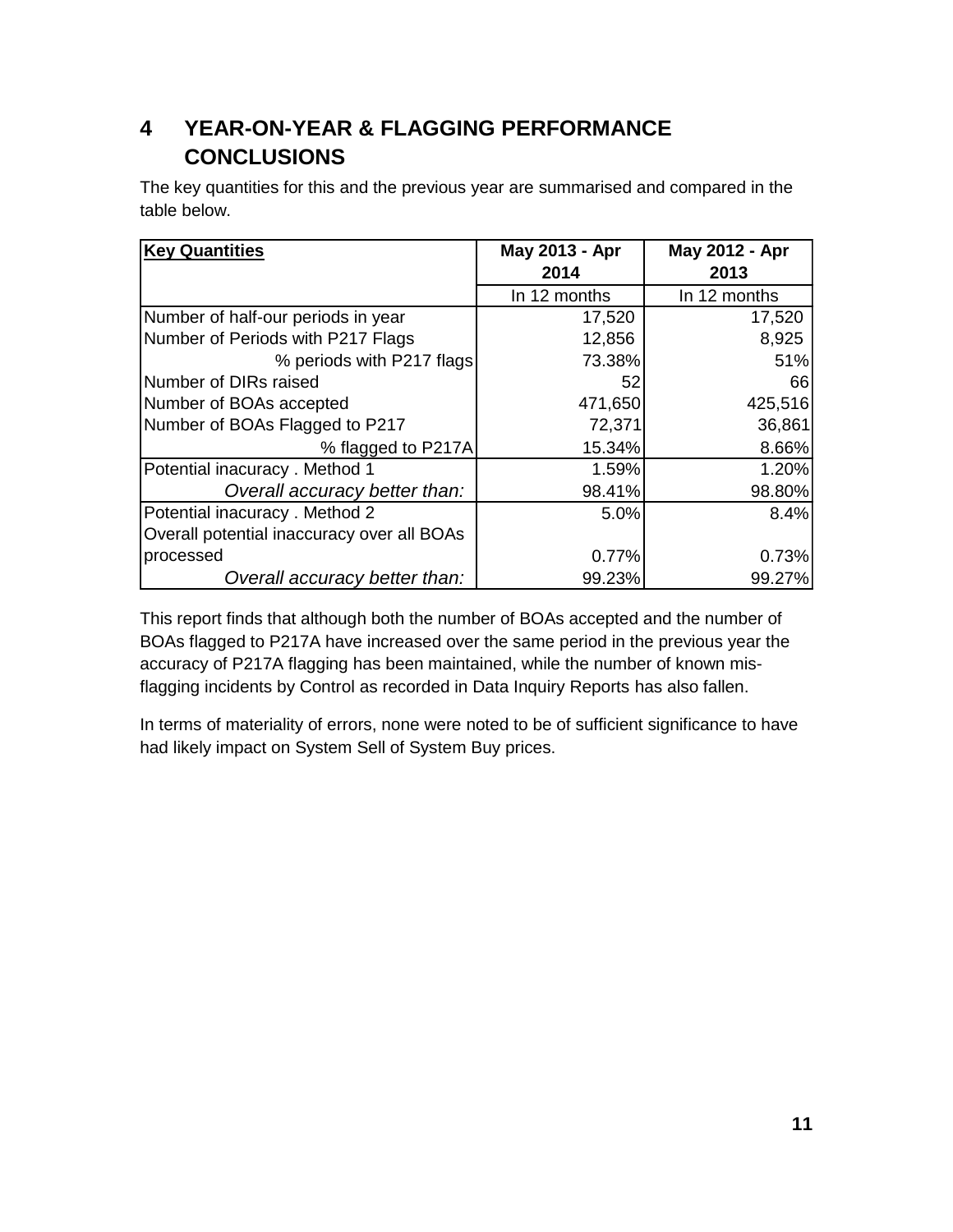# 4 YEAR-ON-YEAR & FLAGGING PERFORMANCE CONCLUSIONS

The key quantities for this and the previous year are summarised and compared in the table below.

| **Key Quantities** | **May 2013 - Apr 2014** | **May 2012 - Apr 2013** |
|---|---|---|
| | In 12 months | In 12 months |
| Number of half-our periods in year | 17,520 | 17,520 |
| Number of Periods with P217 Flags | 12,856 | 8,925 |
| % periods with P217 flags | 73.38% | 51% |
| Number of DIRs raised | 52 | 66 |
| Number of BOAs accepted | 471,650 | 425,516 |
| Number of BOAs Flagged to P217 | 72,371 | 36,861 |
| % flagged to P217A | 15.34% | 8.66% |
| Potential inacuracy . Method 1 | 1.59% | 1.20% |
| *Overall accuracy better than:* | 98.41% | 98.80% |
| Potential inacuracy . Method 2 | 5.0% | 8.4% |
| Overall potential inaccuracy over all BOAs processed | 0.77% | 0.73% |
| *Overall accuracy better than:* | 99.23% | 99.27% |

This report finds that although both the number of BOAs accepted and the number of BOAs flagged to P217A have increased over the same period in the previous year the accuracy of P217A flagging has been maintained, while the number of known mis-flagging incidents by Control as recorded in Data Inquiry Reports has also fallen.

In terms of materiality of errors, none were noted to be of sufficient significance to have had likely impact on System Sell of System Buy prices.